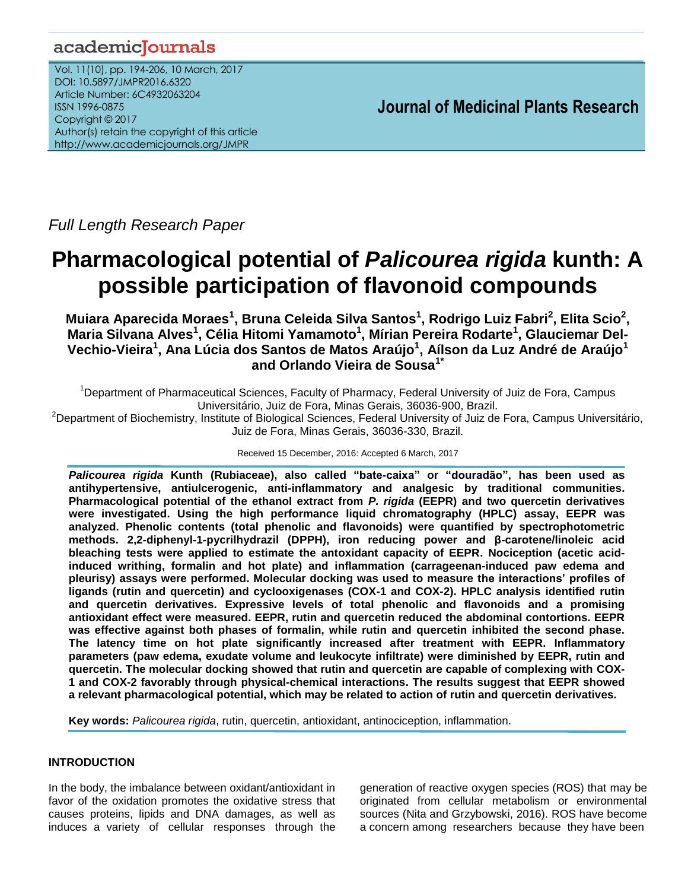Full Length Research Paper

# Pharmacological potential of *Palicourea rigida* kunth: A possible participation of flavonoid compounds

**Muiara Aparecida Moraes[1], Bruna Celeida Silva Santos[1], Rodrigo Luiz Fabri[2], Elita Scio[2], Maria Silvana Alves[1], Célia Hitomi Yamamoto[1], Mírian Pereira Rodarte[1], Glauciemar Del-Vechio-Vieira[1], Ana Lúcia dos Santos de Matos Araújo[1], Aílson da Luz André de Araújo[1] and Orlando Vieira de Sousa[1*]**

[1]Department of Pharmaceutical Sciences, Faculty of Pharmacy, Federal University of Juiz de Fora, Campus Universitário, Juiz de Fora, Minas Gerais, 36036-900, Brazil.

[2]Department of Biochemistry, Institute of Biological Sciences, Federal University of Juiz de Fora, Campus Universitário, Juiz de Fora, Minas Gerais, 36036-330, Brazil.

Received 15 December, 2016: Accepted 6 March, 2017

***Palicourea rigida* Kunth (Rubiaceae), also called "bate-caixa" or "douradão", has been used as antihypertensive, antiulcerogenic, anti-inflammatory and analgesic by traditional communities. Pharmacological potential of the ethanol extract from *P. rigida* (EEPR) and two quercetin derivatives were investigated. Using the high performance liquid chromatography (HPLC) assay, EEPR was analyzed. Phenolic contents (total phenolic and flavonoids) were quantified by spectrophotometric methods. 2,2-diphenyl-1-pycrilhydrazil (DPPH), iron reducing power and β-carotene/linoleic acid bleaching tests were applied to estimate the antoxidant capacity of EEPR. Nociception (acetic acid-induced writhing, formalin and hot plate) and inflammation (carrageenan-induced paw edema and pleurisy) assays were performed. Molecular docking was used to measure the interactions' profiles of ligands (rutin and quercetin) and cyclooxygenases (COX-1 and COX-2). HPLC analysis identified rutin and quercetin derivatives. Expressive levels of total phenolic and flavonoids and a promising antioxidant effect were measured. EEPR, rutin and quercetin reduced the abdominal contortions. EEPR was effective against both phases of formalin, while rutin and quercetin inhibited the second phase. The latency time on hot plate significantly increased after treatment with EEPR. Inflammatory parameters (paw edema, exudate volume and leukocyte infiltrate) were diminished by EEPR, rutin and quercetin. The molecular docking showed that rutin and quercetin are capable of complexing with COX-1 and COX-2 favorably through physical-chemical interactions. The results suggest that EEPR showed a relevant pharmacological potential, which may be related to action of rutin and quercetin derivatives.**

**Key words:** *Palicourea rigida*, rutin, quercetin, antioxidant, antinociception, inflammation.

## INTRODUCTION

In the body, the imbalance between oxidant/antioxidant in favor of the oxidation promotes the oxidative stress that causes proteins, lipids and DNA damages, as well as induces a variety of cellular responses through the generation of reactive oxygen species (ROS) that may be originated from cellular metabolism or environmental sources (Nita and Grzybowski, 2016). ROS have become a concern among researchers because they have been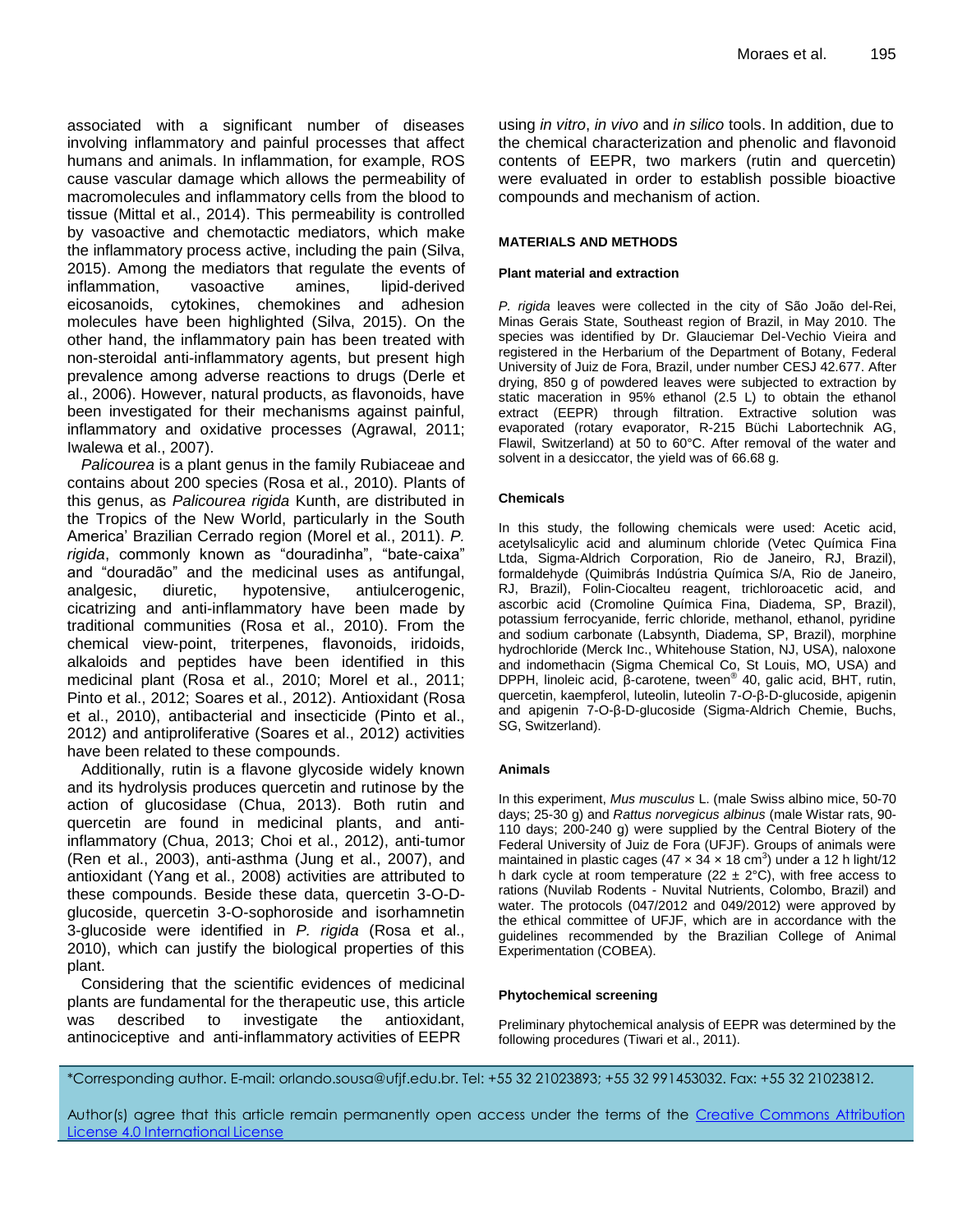associated with a significant number of diseases involving inflammatory and painful processes that affect humans and animals. In inflammation, for example, ROS cause vascular damage which allows the permeability of macromolecules and inflammatory cells from the blood to tissue (Mittal et al., 2014). This permeability is controlled by vasoactive and chemotactic mediators, which make the inflammatory process active, including the pain (Silva, 2015). Among the mediators that regulate the events of inflammation, vasoactive amines, lipid-derived eicosanoids, cytokines, chemokines and adhesion molecules have been highlighted (Silva, 2015). On the other hand, the inflammatory pain has been treated with non-steroidal anti-inflammatory agents, but present high prevalence among adverse reactions to drugs (Derle et al., 2006). However, natural products, as flavonoids, have been investigated for their mechanisms against painful, inflammatory and oxidative processes (Agrawal, 2011; Iwalewa et al., 2007).

*Palicourea* is a plant genus in the family Rubiaceae and contains about 200 species (Rosa et al., 2010). Plants of this genus, as *Palicourea rigida* Kunth, are distributed in the Tropics of the New World, particularly in the South America' Brazilian Cerrado region (Morel et al., 2011). *P. rigida*, commonly known as "douradinha", "bate-caixa" and "douradão" and the medicinal uses as antifungal, analgesic, diuretic, hypotensive, antiulcerogenic, cicatrizing and anti-inflammatory have been made by traditional communities (Rosa et al., 2010). From the chemical view-point, triterpenes, flavonoids, iridoids, alkaloids and peptides have been identified in this medicinal plant (Rosa et al., 2010; Morel et al., 2011; Pinto et al., 2012; Soares et al., 2012). Antioxidant (Rosa et al., 2010), antibacterial and insecticide (Pinto et al., 2012) and antiproliferative (Soares et al., 2012) activities have been related to these compounds.

Additionally, rutin is a flavone glycoside widely known and its hydrolysis produces quercetin and rutinose by the action of glucosidase (Chua, 2013). Both rutin and quercetin are found in medicinal plants, and anti-inflammatory (Chua, 2013; Choi et al., 2012), anti-tumor (Ren et al., 2003), anti-asthma (Jung et al., 2007), and antioxidant (Yang et al., 2008) activities are attributed to these compounds. Beside these data, quercetin 3-O-D-glucoside, quercetin 3-O-sophoroside and isorhamnetin 3-glucoside were identified in *P. rigida* (Rosa et al., 2010), which can justify the biological properties of this plant.

Considering that the scientific evidences of medicinal plants are fundamental for the therapeutic use, this article was described to investigate the antioxidant, antinociceptive and anti-inflammatory activities of EEPR using *in vitro*, *in vivo* and *in silico* tools. In addition, due to the chemical characterization and phenolic and flavonoid contents of EEPR, two markers (rutin and quercetin) were evaluated in order to establish possible bioactive compounds and mechanism of action.

## MATERIALS AND METHODS

### Plant material and extraction

*P. rigida* leaves were collected in the city of São João del-Rei, Minas Gerais State, Southeast region of Brazil, in May 2010. The species was identified by Dr. Glauciemar Del-Vechio Vieira and registered in the Herbarium of the Department of Botany, Federal University of Juiz de Fora, Brazil, under number CESJ 42.677. After drying, 850 g of powdered leaves were subjected to extraction by static maceration in 95% ethanol (2.5 L) to obtain the ethanol extract (EEPR) through filtration. Extractive solution was evaporated (rotary evaporator, R-215 Büchi Labortechnik AG, Flawil, Switzerland) at 50 to 60°C. After removal of the water and solvent in a desiccator, the yield was of 66.68 g.

### Chemicals

In this study, the following chemicals were used: Acetic acid, acetylsalicylic acid and aluminum chloride (Vetec Química Fina Ltda, Sigma-Aldrich Corporation, Rio de Janeiro, RJ, Brazil), formaldehyde (Quimibrás Indústria Química S/A, Rio de Janeiro, RJ, Brazil), Folin-Ciocalteu reagent, trichloroacetic acid, and ascorbic acid (Cromoline Química Fina, Diadema, SP, Brazil), potassium ferrocyanide, ferric chloride, methanol, ethanol, pyridine and sodium carbonate (Labsynth, Diadema, SP, Brazil), morphine hydrochloride (Merck Inc., Whitehouse Station, NJ, USA), naloxone and indomethacin (Sigma Chemical Co, St Louis, MO, USA) and DPPH, linoleic acid, β-carotene, tween® 40, galic acid, BHT, rutin, quercetin, kaempferol, luteolin, luteolin 7-*O*-β-D-glucoside, apigenin and apigenin 7-O-β-D-glucoside (Sigma-Aldrich Chemie, Buchs, SG, Switzerland).

### Animals

In this experiment, *Mus musculus* L. (male Swiss albino mice, 50-70 days; 25-30 g) and *Rattus norvegicus albinus* (male Wistar rats, 90-110 days; 200-240 g) were supplied by the Central Biotery of the Federal University of Juiz de Fora (UFJF). Groups of animals were maintained in plastic cages ($47 \times 34 \times 18$ cm$^3$) under a 12 h light/12 h dark cycle at room temperature ($22 \pm 2$°C), with free access to rations (Nuvilab Rodents - Nuvital Nutrients, Colombo, Brazil) and water. The protocols (047/2012 and 049/2012) were approved by the ethical committee of UFJF, which are in accordance with the guidelines recommended by the Brazilian College of Animal Experimentation (COBEA).

### Phytochemical screening

Preliminary phytochemical analysis of EEPR was determined by the following procedures (Tiwari et al., 2011).

*Corresponding author. E-mail: orlando.sousa@ufjf.edu.br. Tel: +55 32 21023893; +55 32 991453032. Fax: +55 32 21023812.

Author(s) agree that this article remain permanently open access under the terms of the [Creative Commons Attribution License 4.0 International License](http://creativecommons.org/licenses/by/4.0/)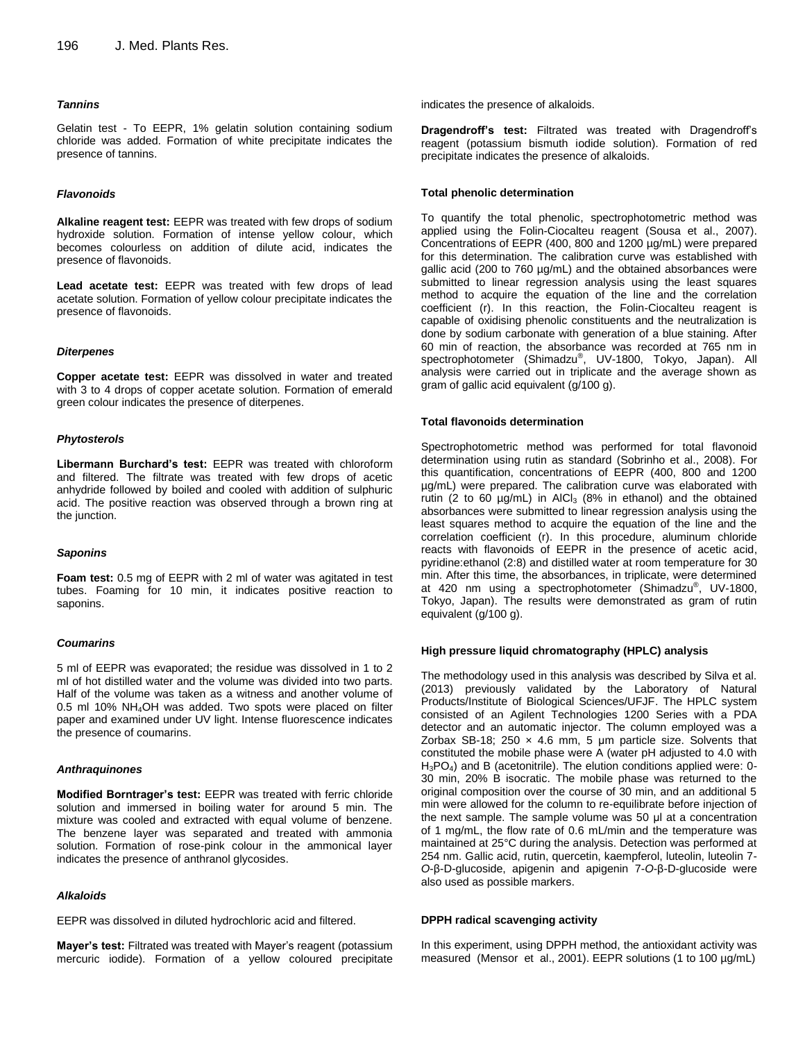### *Tannins*

Gelatin test - To EEPR, 1% gelatin solution containing sodium chloride was added. Formation of white precipitate indicates the presence of tannins.

### *Flavonoids*

**Alkaline reagent test:** EEPR was treated with few drops of sodium hydroxide solution. Formation of intense yellow colour, which becomes colourless on addition of dilute acid, indicates the presence of flavonoids.

**Lead acetate test:** EEPR was treated with few drops of lead acetate solution. Formation of yellow colour precipitate indicates the presence of flavonoids.

### *Diterpenes*

**Copper acetate test:** EEPR was dissolved in water and treated with 3 to 4 drops of copper acetate solution. Formation of emerald green colour indicates the presence of diterpenes.

### *Phytosterols*

**Libermann Burchard's test:** EEPR was treated with chloroform and filtered. The filtrate was treated with few drops of acetic anhydride followed by boiled and cooled with addition of sulphuric acid. The positive reaction was observed through a brown ring at the junction.

### *Saponins*

**Foam test:** 0.5 mg of EEPR with 2 ml of water was agitated in test tubes. Foaming for 10 min, it indicates positive reaction to saponins.

### *Coumarins*

5 ml of EEPR was evaporated; the residue was dissolved in 1 to 2 ml of hot distilled water and the volume was divided into two parts. Half of the volume was taken as a witness and another volume of 0.5 ml 10% $NH_4OH$ was added. Two spots were placed on filter paper and examined under UV light. Intense fluorescence indicates the presence of coumarins.

### *Anthraquinones*

**Modified Borntrager's test:** EEPR was treated with ferric chloride solution and immersed in boiling water for around 5 min. The mixture was cooled and extracted with equal volume of benzene. The benzene layer was separated and treated with ammonia solution. Formation of rose-pink colour in the ammonical layer indicates the presence of anthranol glycosides.

### *Alkaloids*

EEPR was dissolved in diluted hydrochloric acid and filtered.

**Mayer's test:** Filtrated was treated with Mayer's reagent (potassium mercuric iodide). Formation of a yellow coloured precipitate indicates the presence of alkaloids.

**Dragendroff's test:** Filtrated was treated with Dragendroff's reagent (potassium bismuth iodide solution). Formation of red precipitate indicates the presence of alkaloids.

### Total phenolic determination

To quantify the total phenolic, spectrophotometric method was applied using the Folin-Ciocalteu reagent (Sousa et al., 2007). Concentrations of EEPR (400, 800 and 1200 µg/mL) were prepared for this determination. The calibration curve was established with gallic acid (200 to 760 µg/mL) and the obtained absorbances were submitted to linear regression analysis using the least squares method to acquire the equation of the line and the correlation coefficient (r). In this reaction, the Folin-Ciocalteu reagent is capable of oxidising phenolic constituents and the neutralization is done by sodium carbonate with generation of a blue staining. After 60 min of reaction, the absorbance was recorded at 765 nm in spectrophotometer (Shimadzu®, UV-1800, Tokyo, Japan). All analysis were carried out in triplicate and the average shown as gram of gallic acid equivalent (g/100 g).

### Total flavonoids determination

Spectrophotometric method was performed for total flavonoid determination using rutin as standard (Sobrinho et al., 2008). For this quantification, concentrations of EEPR (400, 800 and 1200 µg/mL) were prepared. The calibration curve was elaborated with rutin (2 to 60 µg/mL) in $AlCl_3$ (8% in ethanol) and the obtained absorbances were submitted to linear regression analysis using the least squares method to acquire the equation of the line and the correlation coefficient (r). In this procedure, aluminum chloride reacts with flavonoids of EEPR in the presence of acetic acid, pyridine:ethanol (2:8) and distilled water at room temperature for 30 min. After this time, the absorbances, in triplicate, were determined at 420 nm using a spectrophotometer (Shimadzu®, UV-1800, Tokyo, Japan). The results were demonstrated as gram of rutin equivalent (g/100 g).

### High pressure liquid chromatography (HPLC) analysis

The methodology used in this analysis was described by Silva et al. (2013) previously validated by the Laboratory of Natural Products/Institute of Biological Sciences/UFJF. The HPLC system consisted of an Agilent Technologies 1200 Series with a PDA detector and an automatic injector. The column employed was a Zorbax SB-18; 250 × 4.6 mm, 5 µm particle size. Solvents that constituted the mobile phase were A (water pH adjusted to 4.0 with $H_3PO_4$) and B (acetonitrile). The elution conditions applied were: 0-30 min, 20% B isocratic. The mobile phase was returned to the original composition over the course of 30 min, and an additional 5 min were allowed for the column to re-equilibrate before injection of the next sample. The sample volume was 50 µl at a concentration of 1 mg/mL, the flow rate of 0.6 mL/min and the temperature was maintained at 25°C during the analysis. Detection was performed at 254 nm. Gallic acid, rutin, quercetin, kaempferol, luteolin, luteolin 7-*O*-β-D-glucoside, apigenin and apigenin 7-*O*-β-D-glucoside were also used as possible markers.

### DPPH radical scavenging activity

In this experiment, using DPPH method, the antioxidant activity was measured (Mensor et al., 2001). EEPR solutions (1 to 100 µg/mL)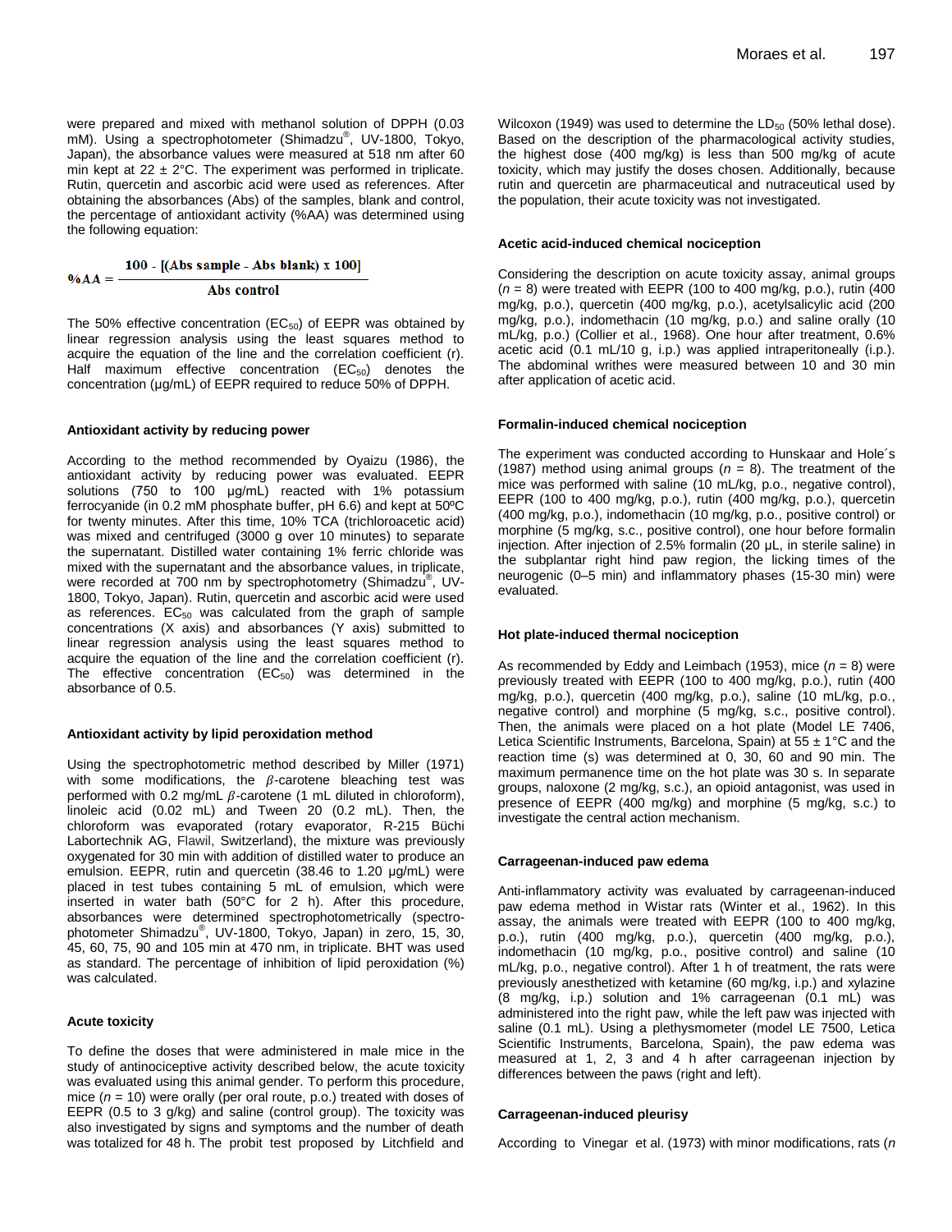were prepared and mixed with methanol solution of DPPH (0.03 mM). Using a spectrophotometer (Shimadzu®, UV-1800, Tokyo, Japan), the absorbance values were measured at 518 nm after 60 min kept at 22 ± 2°C. The experiment was performed in triplicate. Rutin, quercetin and ascorbic acid were used as references. After obtaining the absorbances (Abs) of the samples, blank and control, the percentage of antioxidant activity (%AA) was determined using the following equation:

$$\%AA = \frac{100 - [(\text{Abs sample - Abs blank}) \times 100]}{\text{Abs control}}$$

The 50% effective concentration ($EC_{50}$) of EEPR was obtained by linear regression analysis using the least squares method to acquire the equation of the line and the correlation coefficient (r). Half maximum effective concentration ($EC_{50}$) denotes the concentration (µg/mL) of EEPR required to reduce 50% of DPPH.

#### Antioxidant activity by reducing power

According to the method recommended by Oyaizu (1986), the antioxidant activity by reducing power was evaluated. EEPR solutions (750 to 100 µg/mL) reacted with 1% potassium ferrocyanide (in 0.2 mM phosphate buffer, pH 6.6) and kept at 50ºC for twenty minutes. After this time, 10% TCA (trichloroacetic acid) was mixed and centrifuged (3000 g over 10 minutes) to separate the supernatant. Distilled water containing 1% ferric chloride was mixed with the supernatant and the absorbance values, in triplicate, were recorded at 700 nm by spectrophotometry (Shimadzu®, UV-1800, Tokyo, Japan). Rutin, quercetin and ascorbic acid were used as references. $EC_{50}$ was calculated from the graph of sample concentrations (X axis) and absorbances (Y axis) submitted to linear regression analysis using the least squares method to acquire the equation of the line and the correlation coefficient (r). The effective concentration ($EC_{50}$) was determined in the absorbance of 0.5.

#### Antioxidant activity by lipid peroxidation method

Using the spectrophotometric method described by Miller (1971) with some modifications, the $\beta$-carotene bleaching test was performed with 0.2 mg/mL $\beta$-carotene (1 mL diluted in chloroform), linoleic acid (0.02 mL) and Tween 20 (0.2 mL). Then, the chloroform was evaporated (rotary evaporator, R-215 Büchi Labortechnik AG, Flawil, Switzerland), the mixture was previously oxygenated for 30 min with addition of distilled water to produce an emulsion. EEPR, rutin and quercetin (38.46 to 1.20 µg/mL) were placed in test tubes containing 5 mL of emulsion, which were inserted in water bath (50°C for 2 h). After this procedure, absorbances were determined spectrophotometrically (spectrophotometer Shimadzu®, UV-1800, Tokyo, Japan) in zero, 15, 30, 45, 60, 75, 90 and 105 min at 470 nm, in triplicate. BHT was used as standard. The percentage of inhibition of lipid peroxidation (%) was calculated.

#### Acute toxicity

To define the doses that were administered in male mice in the study of antinociceptive activity described below, the acute toxicity was evaluated using this animal gender. To perform this procedure, mice ($n$ = 10) were orally (per oral route, p.o.) treated with doses of EEPR (0.5 to 3 g/kg) and saline (control group). The toxicity was also investigated by signs and symptoms and the number of death was totalized for 48 h. The probit test proposed by Litchfield and Wilcoxon (1949) was used to determine the $LD_{50}$ (50% lethal dose). Based on the description of the pharmacological activity studies, the highest dose (400 mg/kg) is less than 500 mg/kg of acute toxicity, which may justify the doses chosen. Additionally, because rutin and quercetin are pharmaceutical and nutraceutical used by the population, their acute toxicity was not investigated.

#### Acetic acid-induced chemical nociception

Considering the description on acute toxicity assay, animal groups ($n$ = 8) were treated with EEPR (100 to 400 mg/kg, p.o.), rutin (400 mg/kg, p.o.), quercetin (400 mg/kg, p.o.), acetylsalicylic acid (200 mg/kg, p.o.), indomethacin (10 mg/kg, p.o.) and saline orally (10 mL/kg, p.o.) (Collier et al., 1968). One hour after treatment, 0.6% acetic acid (0.1 mL/10 g, i.p.) was applied intraperitoneally (i.p.). The abdominal writhes were measured between 10 and 30 min after application of acetic acid.

#### Formalin-induced chemical nociception

The experiment was conducted according to Hunskaar and Hole´s (1987) method using animal groups ($n$ = 8). The treatment of the mice was performed with saline (10 mL/kg, p.o., negative control), EEPR (100 to 400 mg/kg, p.o.), rutin (400 mg/kg, p.o.), quercetin (400 mg/kg, p.o.), indomethacin (10 mg/kg, p.o., positive control) or morphine (5 mg/kg, s.c., positive control), one hour before formalin injection. After injection of 2.5% formalin (20 µL, in sterile saline) in the subplantar right hind paw region, the licking times of the neurogenic (0–5 min) and inflammatory phases (15-30 min) were evaluated.

#### Hot plate-induced thermal nociception

As recommended by Eddy and Leimbach (1953), mice ($n$ = 8) were previously treated with EEPR (100 to 400 mg/kg, p.o.), rutin (400 mg/kg, p.o.), quercetin (400 mg/kg, p.o.), saline (10 mL/kg, p.o., negative control) and morphine (5 mg/kg, s.c., positive control). Then, the animals were placed on a hot plate (Model LE 7406, Letica Scientific Instruments, Barcelona, Spain) at 55 ± 1°C and the reaction time (s) was determined at 0, 30, 60 and 90 min. The maximum permanence time on the hot plate was 30 s. In separate groups, naloxone (2 mg/kg, s.c.), an opioid antagonist, was used in presence of EEPR (400 mg/kg) and morphine (5 mg/kg, s.c.) to investigate the central action mechanism.

#### Carrageenan-induced paw edema

Anti-inflammatory activity was evaluated by carrageenan-induced paw edema method in Wistar rats (Winter et al., 1962). In this assay, the animals were treated with EEPR (100 to 400 mg/kg, p.o.), rutin (400 mg/kg, p.o.), quercetin (400 mg/kg, p.o.), indomethacin (10 mg/kg, p.o., positive control) and saline (10 mL/kg, p.o., negative control). After 1 h of treatment, the rats were previously anesthetized with ketamine (60 mg/kg, i.p.) and xylazine (8 mg/kg, i.p.) solution and 1% carrageenan (0.1 mL) was administered into the right paw, while the left paw was injected with saline (0.1 mL). Using a plethysmometer (model LE 7500, Letica Scientific Instruments, Barcelona, Spain), the paw edema was measured at 1, 2, 3 and 4 h after carrageenan injection by differences between the paws (right and left).

#### Carrageenan-induced pleurisy

According to Vinegar et al. (1973) with minor modifications, rats ($n$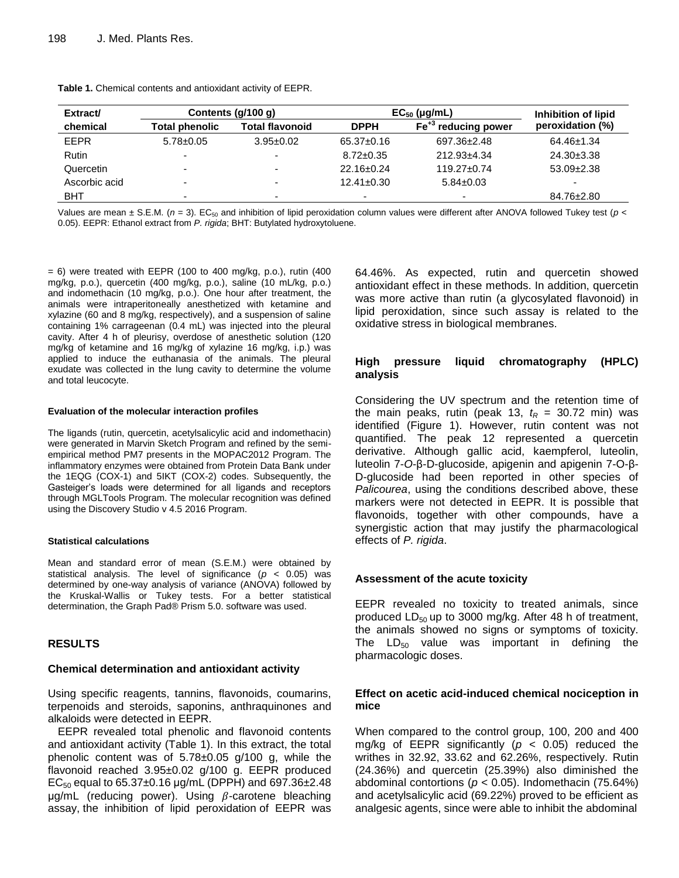**Table 1.** Chemical contents and antioxidant activity of EEPR.

| Extract/ chemical | Contents (g/100 g) | | $EC_{50}$ (μg/mL) | | Inhibition of lipid peroxidation (%) |
|---|---|---|---|---|---|
| | Total phenolic | Total flavonoid | DPPH | $Fe^{+3}$ reducing power | |
| EEPR | 5.78±0.05 | 3.95±0.02 | 65.37±0.16 | 697.36±2.48 | 64.46±1.34 |
| Rutin | - | - | 8.72±0.35 | 212.93±4.34 | 24.30±3.38 |
| Quercetin | - | - | 22.16±0.24 | 119.27±0.74 | 53.09±2.38 |
| Ascorbic acid | - | - | 12.41±0.30 | 5.84±0.03 | - |
| BHT | - | - | - | - | 84.76±2.80 |

Values are mean ± S.E.M. ($n$ = 3). $EC_{50}$ and inhibition of lipid peroxidation column values were different after ANOVA followed Tukey test ($p$ < 0.05). EEPR: Ethanol extract from *P. rigida*; BHT: Butylated hydroxytoluene.

= 6) were treated with EEPR (100 to 400 mg/kg, p.o.), rutin (400 mg/kg, p.o.), quercetin (400 mg/kg, p.o.), saline (10 mL/kg, p.o.) and indomethacin (10 mg/kg, p.o.). One hour after treatment, the animals were intraperitoneally anesthetized with ketamine and xylazine (60 and 8 mg/kg, respectively), and a suspension of saline containing 1% carrageenan (0.4 mL) was injected into the pleural cavity. After 4 h of pleurisy, overdose of anesthetic solution (120 mg/kg of ketamine and 16 mg/kg of xylazine 16 mg/kg, i.p.) was applied to induce the euthanasia of the animals. The pleural exudate was collected in the lung cavity to determine the volume and total leucocyte.

#### Evaluation of the molecular interaction profiles

The ligands (rutin, quercetin, acetylsalicylic acid and indomethacin) were generated in Marvin Sketch Program and refined by the semi-empirical method PM7 presents in the MOPAC2012 Program. The inflammatory enzymes were obtained from Protein Data Bank under the 1EQG (COX-1) and 5IKT (COX-2) codes. Subsequently, the Gasteiger's loads were determined for all ligands and receptors through MGLTools Program. The molecular recognition was defined using the Discovery Studio v 4.5 2016 Program.

#### Statistical calculations

Mean and standard error of mean (S.E.M.) were obtained by statistical analysis. The level of significance ($p$ < 0.05) was determined by one-way analysis of variance (ANOVA) followed by the Kruskal-Wallis or Tukey tests. For a better statistical determination, the Graph Pad® Prism 5.0. software was used.

## RESULTS

### Chemical determination and antioxidant activity

Using specific reagents, tannins, flavonoids, coumarins, terpenoids and steroids, saponins, anthraquinones and alkaloids were detected in EEPR.

EEPR revealed total phenolic and flavonoid contents and antioxidant activity (Table 1). In this extract, the total phenolic content was of 5.78±0.05 g/100 g, while the flavonoid reached 3.95±0.02 g/100 g. EEPR produced $EC_{50}$ equal to 65.37±0.16 μg/mL (DPPH) and 697.36±2.48 μg/mL (reducing power). Using $\beta$-carotene bleaching assay, the inhibition of lipid peroxidation of EEPR was 64.46%. As expected, rutin and quercetin showed antioxidant effect in these methods. In addition, quercetin was more active than rutin (a glycosylated flavonoid) in lipid peroxidation, since such assay is related to the oxidative stress in biological membranes.

### High pressure liquid chromatography (HPLC) analysis

Considering the UV spectrum and the retention time of the main peaks, rutin (peak 13, $t_R$ = 30.72 min) was identified (Figure 1). However, rutin content was not quantified. The peak 12 represented a quercetin derivative. Although gallic acid, kaempferol, luteolin, luteolin 7-*O*-β-D-glucoside, apigenin and apigenin 7-O-β-D-glucoside had been reported in other species of *Palicourea*, using the conditions described above, these markers were not detected in EEPR. It is possible that flavonoids, together with other compounds, have a synergistic action that may justify the pharmacological effects of *P. rigida*.

### Assessment of the acute toxicity

EEPR revealed no toxicity to treated animals, since produced $LD_{50}$ up to 3000 mg/kg. After 48 h of treatment, the animals showed no signs or symptoms of toxicity. The $LD_{50}$ value was important in defining the pharmacologic doses.

### Effect on acetic acid-induced chemical nociception in mice

When compared to the control group, 100, 200 and 400 mg/kg of EEPR significantly ($p$ < 0.05) reduced the writhes in 32.92, 33.62 and 62.26%, respectively. Rutin (24.36%) and quercetin (25.39%) also diminished the abdominal contortions ($p$ < 0.05). Indomethacin (75.64%) and acetylsalicylic acid (69.22%) proved to be efficient as analgesic agents, since were able to inhibit the abdominal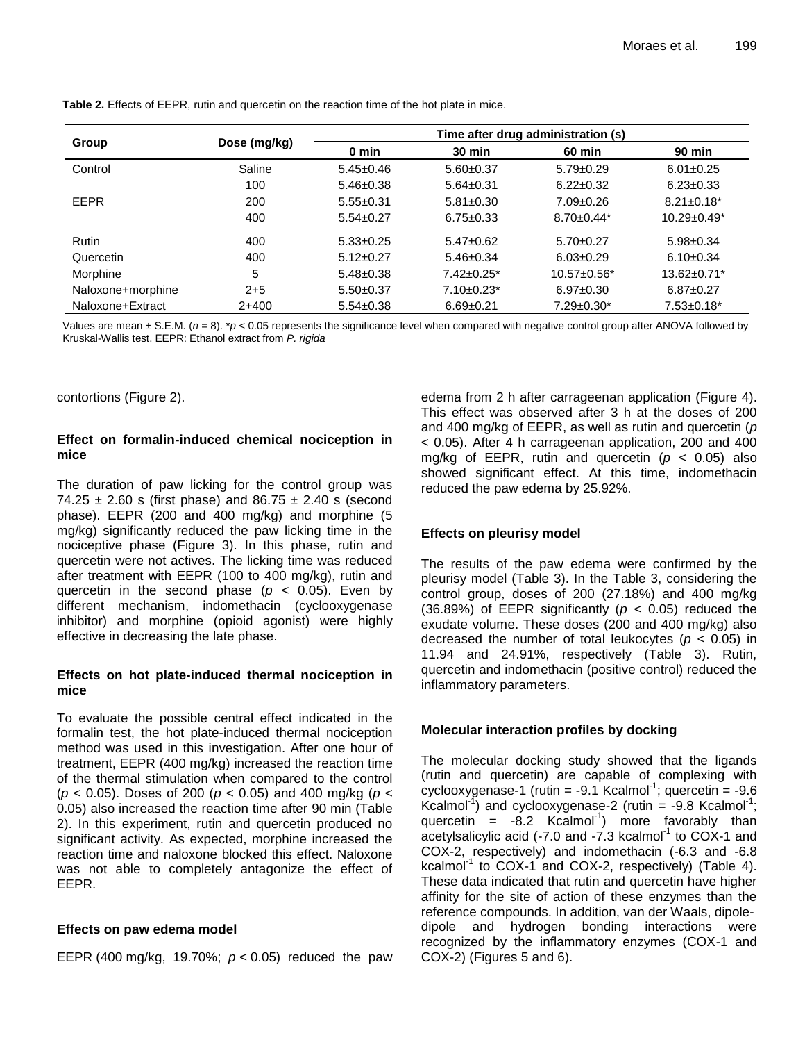**Table 2.** Effects of EEPR, rutin and quercetin on the reaction time of the hot plate in mice.

| Group | Dose (mg/kg) | Time after drug administration (s) | | | |
|---|---|---|---|---|---|
| | | 0 min | 30 min | 60 min | 90 min |
| Control | Saline | 5.45±0.46 | 5.60±0.37 | 5.79±0.29 | 6.01±0.25 |
| | 100 | 5.46±0.38 | 5.64±0.31 | 6.22±0.32 | 6.23±0.33 |
| EEPR | 200 | 5.55±0.31 | 5.81±0.30 | 7.09±0.26 | 8.21±0.18* |
| | 400 | 5.54±0.27 | 6.75±0.33 | 8.70±0.44* | 10.29±0.49* |
| Rutin | 400 | 5.33±0.25 | 5.47±0.62 | 5.70±0.27 | 5.98±0.34 |
| Quercetin | 400 | 5.12±0.27 | 5.46±0.34 | 6.03±0.29 | 6.10±0.34 |
| Morphine | 5 | 5.48±0.38 | 7.42±0.25* | 10.57±0.56* | 13.62±0.71* |
| Naloxone+morphine | 2+5 | 5.50±0.37 | 7.10±0.23* | 6.97±0.30 | 6.87±0.27 |
| Naloxone+Extract | 2+400 | 5.54±0.38 | 6.69±0.21 | 7.29±0.30* | 7.53±0.18* |

Values are mean ± S.E.M. ($n$ = 8). *$p$ < 0.05 represents the significance level when compared with negative control group after ANOVA followed by Kruskal-Wallis test. EEPR: Ethanol extract from *P. rigida*

contortions (Figure 2).

### Effect on formalin-induced chemical nociception in mice

The duration of paw licking for the control group was 74.25 ± 2.60 s (first phase) and 86.75 ± 2.40 s (second phase). EEPR (200 and 400 mg/kg) and morphine (5 mg/kg) significantly reduced the paw licking time in the nociceptive phase (Figure 3). In this phase, rutin and quercetin were not actives. The licking time was reduced after treatment with EEPR (100 to 400 mg/kg), rutin and quercetin in the second phase ($p$ < 0.05). Even by different mechanism, indomethacin (cyclooxygenase inhibitor) and morphine (opioid agonist) were highly effective in decreasing the late phase.

### Effects on hot plate-induced thermal nociception in mice

To evaluate the possible central effect indicated in the formalin test, the hot plate-induced thermal nociception method was used in this investigation. After one hour of treatment, EEPR (400 mg/kg) increased the reaction time of the thermal stimulation when compared to the control ($p$ < 0.05). Doses of 200 ($p$ < 0.05) and 400 mg/kg ($p$ < 0.05) also increased the reaction time after 90 min (Table 2). In this experiment, rutin and quercetin produced no significant activity. As expected, morphine increased the reaction time and naloxone blocked this effect. Naloxone was not able to completely antagonize the effect of EEPR.

### Effects on paw edema model

EEPR (400 mg/kg, 19.70%; $p$ < 0.05) reduced the paw edema from 2 h after carrageenan application (Figure 4). This effect was observed after 3 h at the doses of 200 and 400 mg/kg of EEPR, as well as rutin and quercetin ($p$ < 0.05). After 4 h carrageenan application, 200 and 400 mg/kg of EEPR, rutin and quercetin ($p$ < 0.05) also showed significant effect. At this time, indomethacin reduced the paw edema by 25.92%.

### Effects on pleurisy model

The results of the paw edema were confirmed by the pleurisy model (Table 3). In the Table 3, considering the control group, doses of 200 (27.18%) and 400 mg/kg (36.89%) of EEPR significantly ($p$ < 0.05) reduced the exudate volume. These doses (200 and 400 mg/kg) also decreased the number of total leukocytes ($p$ < 0.05) in 11.94 and 24.91%, respectively (Table 3). Rutin, quercetin and indomethacin (positive control) reduced the inflammatory parameters.

### Molecular interaction profiles by docking

The molecular docking study showed that the ligands (rutin and quercetin) are capable of complexing with cyclooxygenase-1 (rutin = -9.1 Kcalmol$^{-1}$; quercetin = -9.6 Kcalmol$^{-1}$) and cyclooxygenase-2 (rutin = -9.8 Kcalmol$^{-1}$; quercetin = -8.2 Kcalmol$^{-1}$) more favorably than acetylsalicylic acid (-7.0 and -7.3 kcalmol$^{-1}$ to COX-1 and COX-2, respectively) and indomethacin (-6.3 and -6.8 kcalmol$^{-1}$ to COX-1 and COX-2, respectively) (Table 4). These data indicated that rutin and quercetin have higher affinity for the site of action of these enzymes than the reference compounds. In addition, van der Waals, dipole-dipole and hydrogen bonding interactions were recognized by the inflammatory enzymes (COX-1 and COX-2) (Figures 5 and 6).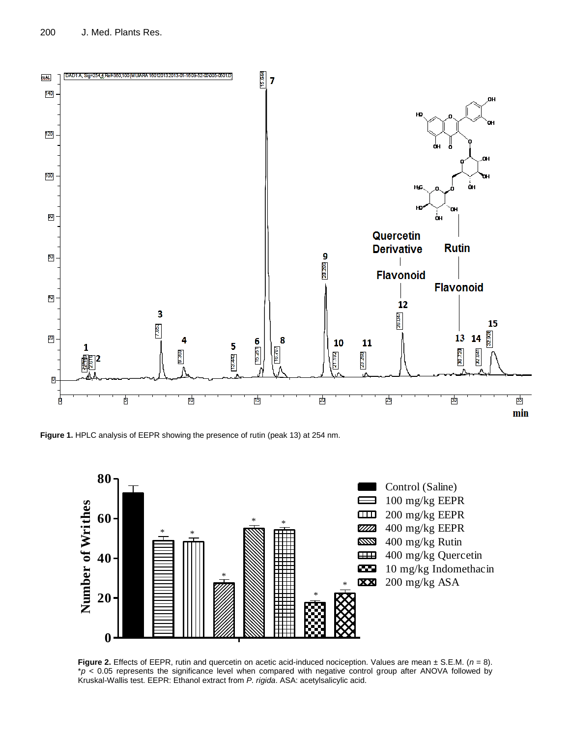**Figure 1.** HPLC analysis of EEPR showing the presence of rutin (peak 13) at 254 nm.

**Figure 2.** Effects of EEPR, rutin and quercetin on acetic acid-induced nociception. Values are mean ± S.E.M. ($n$ = 8). *$p$ < 0.05 represents the significance level when compared with negative control group after ANOVA followed by Kruskal-Wallis test. EEPR: Ethanol extract from *P. rigida*. ASA: acetylsalicylic acid.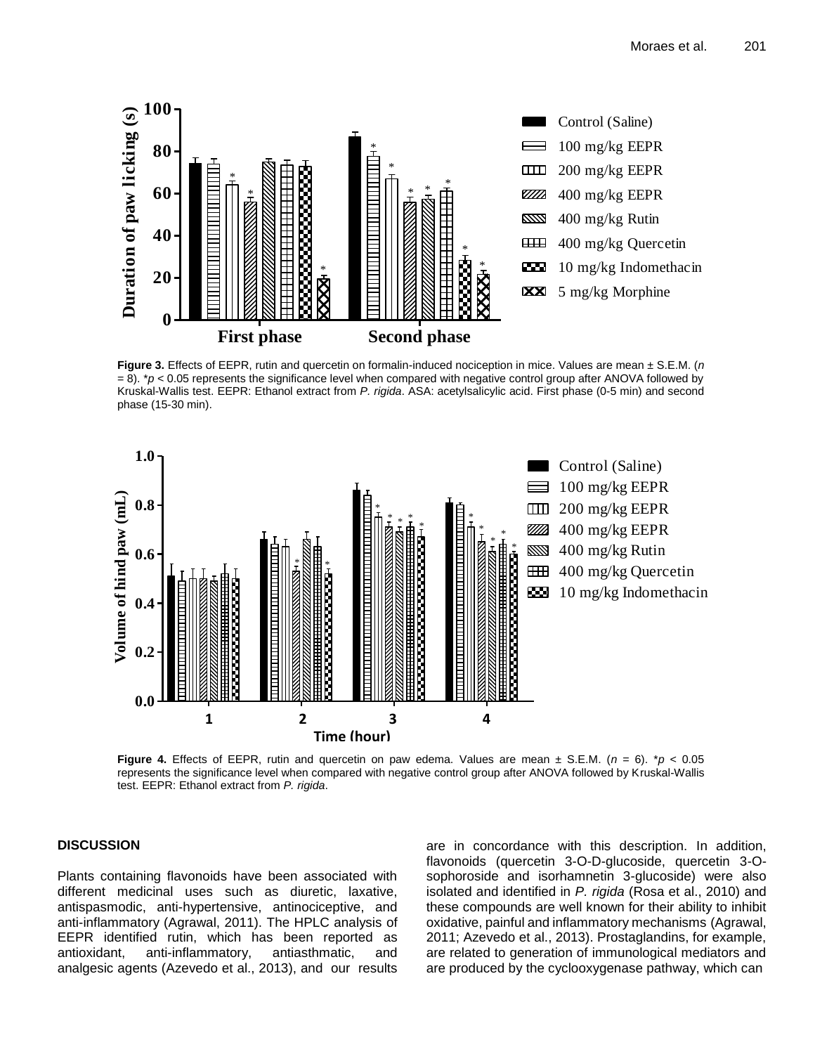**Figure 3.** Effects of EEPR, rutin and quercetin on formalin-induced nociception in mice. Values are mean ± S.E.M. ($n$ = 8). *$p$ < 0.05 represents the significance level when compared with negative control group after ANOVA followed by Kruskal-Wallis test. EEPR: Ethanol extract from *P. rigida*. ASA: acetylsalicylic acid. First phase (0-5 min) and second phase (15-30 min).

**Figure 4.** Effects of EEPR, rutin and quercetin on paw edema. Values are mean ± S.E.M. ($n$ = 6). *$p$ < 0.05 represents the significance level when compared with negative control group after ANOVA followed by Kruskal-Wallis test. EEPR: Ethanol extract from *P. rigida*.

## DISCUSSION

Plants containing flavonoids have been associated with different medicinal uses such as diuretic, laxative, antispasmodic, anti-hypertensive, antinociceptive, and anti-inflammatory (Agrawal, 2011). The HPLC analysis of EEPR identified rutin, which has been reported as antioxidant, anti-inflammatory, antiasthmatic, and analgesic agents (Azevedo et al., 2013), and our results are in concordance with this description. In addition, flavonoids (quercetin 3-O-D-glucoside, quercetin 3-O-sophoroside and isorhamnetin 3-glucoside) were also isolated and identified in *P. rigida* (Rosa et al., 2010) and these compounds are well known for their ability to inhibit oxidative, painful and inflammatory mechanisms (Agrawal, 2011; Azevedo et al., 2013). Prostaglandins, for example, are related to generation of immunological mediators and are produced by the cyclooxygenase pathway, which can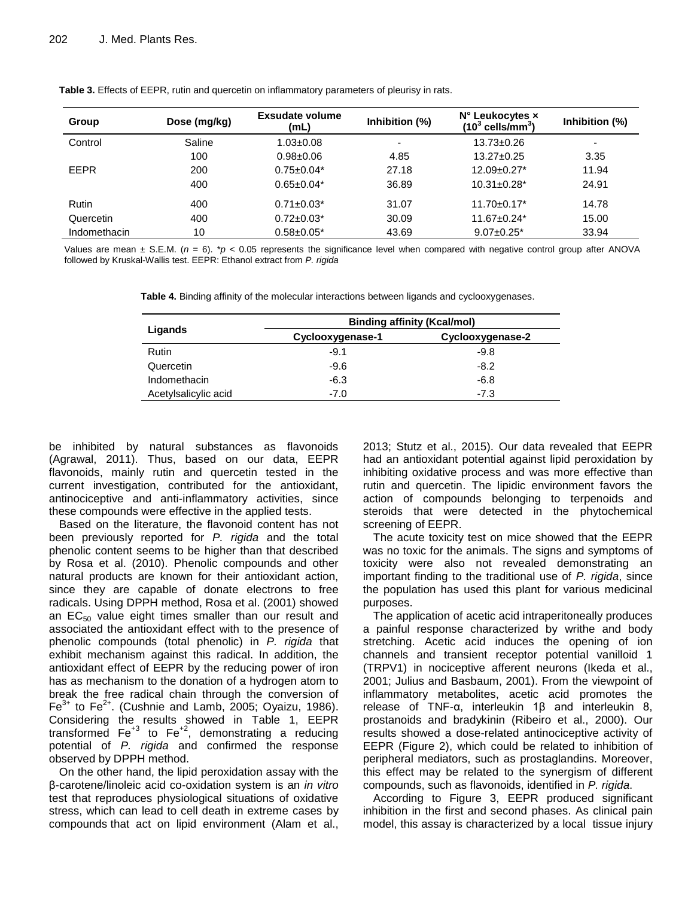**Table 3.** Effects of EEPR, rutin and quercetin on inflammatory parameters of pleurisy in rats.

| Group | Dose (mg/kg) | Exsudate volume (mL) | Inhibition (%) | N° Leukocytes × ($10^3$ cells/mm$^3$) | Inhibition (%) |
|---|---|---|---|---|---|
| Control | Saline | 1.03±0.08 | - | 13.73±0.26 | - |
| | 100 | 0.98±0.06 | 4.85 | 13.27±0.25 | 3.35 |
| EEPR | 200 | 0.75±0.04* | 27.18 | 12.09±0.27* | 11.94 |
| | 400 | 0.65±0.04* | 36.89 | 10.31±0.28* | 24.91 |
| Rutin | 400 | 0.71±0.03* | 31.07 | 11.70±0.17* | 14.78 |
| Quercetin | 400 | 0.72±0.03* | 30.09 | 11.67±0.24* | 15.00 |
| Indomethacin | 10 | 0.58±0.05* | 43.69 | 9.07±0.25* | 33.94 |

Values are mean ± S.E.M. ($n$ = 6). *$p$ < 0.05 represents the significance level when compared with negative control group after ANOVA followed by Kruskal-Wallis test. EEPR: Ethanol extract from *P. rigida*

**Table 4.** Binding affinity of the molecular interactions between ligands and cyclooxygenases.

| Ligands | Binding affinity (Kcal/mol) | |
|---|---|---|
| | Cyclooxygenase-1 | Cyclooxygenase-2 |
| Rutin | -9.1 | -9.8 |
| Quercetin | -9.6 | -8.2 |
| Indomethacin | -6.3 | -6.8 |
| Acetylsalicylic acid | -7.0 | -7.3 |

be inhibited by natural substances as flavonoids (Agrawal, 2011). Thus, based on our data, EEPR flavonoids, mainly rutin and quercetin tested in the current investigation, contributed for the antioxidant, antinociceptive and anti-inflammatory activities, since these compounds were effective in the applied tests.

Based on the literature, the flavonoid content has not been previously reported for *P. rigida* and the total phenolic content seems to be higher than that described by Rosa et al. (2010). Phenolic compounds and other natural products are known for their antioxidant action, since they are capable of donate electrons to free radicals. Using DPPH method, Rosa et al. (2001) showed an $EC_{50}$ value eight times smaller than our result and associated the antioxidant effect with to the presence of phenolic compounds (total phenolic) in *P. rigida* that exhibit mechanism against this radical. In addition, the antioxidant effect of EEPR by the reducing power of iron has as mechanism to the donation of a hydrogen atom to break the free radical chain through the conversion of $Fe^{3+}$ to $Fe^{2+}$. (Cushnie and Lamb, 2005; Oyaizu, 1986). Considering the results showed in Table 1, EEPR transformed $Fe^{+3}$ to $Fe^{+2}$, demonstrating a reducing potential of *P. rigida* and confirmed the response observed by DPPH method.

On the other hand, the lipid peroxidation assay with the β-carotene/linoleic acid co-oxidation system is an *in vitro* test that reproduces physiological situations of oxidative stress, which can lead to cell death in extreme cases by compounds that act on lipid environment (Alam et al., 2013; Stutz et al., 2015). Our data revealed that EEPR had an antioxidant potential against lipid peroxidation by inhibiting oxidative process and was more effective than rutin and quercetin. The lipidic environment favors the action of compounds belonging to terpenoids and steroids that were detected in the phytochemical screening of EEPR.

The acute toxicity test on mice showed that the EEPR was no toxic for the animals. The signs and symptoms of toxicity were also not revealed demonstrating an important finding to the traditional use of *P. rigida*, since the population has used this plant for various medicinal purposes.

The application of acetic acid intraperitoneally produces a painful response characterized by writhe and body stretching. Acetic acid induces the opening of ion channels and transient receptor potential vanilloid 1 (TRPV1) in nociceptive afferent neurons (Ikeda et al., 2001; Julius and Basbaum, 2001). From the viewpoint of inflammatory metabolites, acetic acid promotes the release of TNF-α, interleukin 1β and interleukin 8, prostanoids and bradykinin (Ribeiro et al., 2000). Our results showed a dose-related antinociceptive activity of EEPR (Figure 2), which could be related to inhibition of peripheral mediators, such as prostaglandins. Moreover, this effect may be related to the synergism of different compounds, such as flavonoids, identified in *P. rigida*.

According to Figure 3, EEPR produced significant inhibition in the first and second phases. As clinical pain model, this assay is characterized by a local tissue injury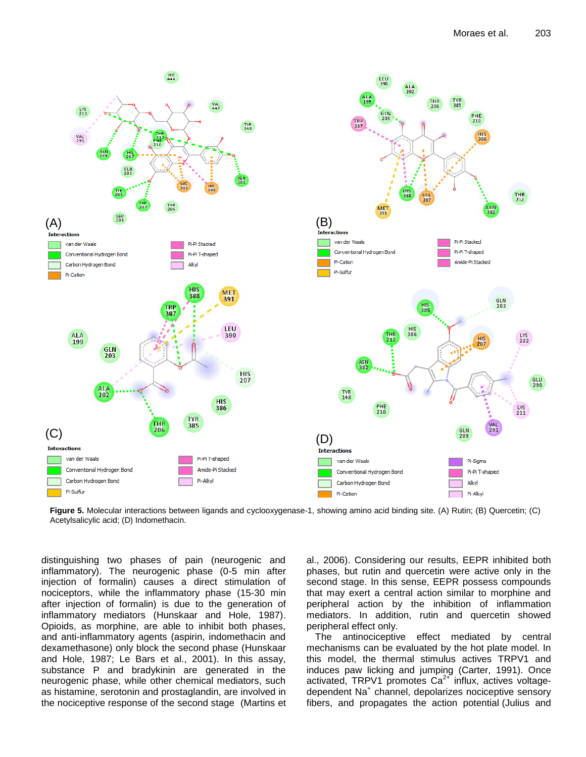Figure 5. Molecular interactions between ligands and cyclooxygenase-1, showing amino acid binding site. (A) Rutin; (B) Quercetin; (C) Acetylsalicylic acid; (D) Indomethacin.

distinguishing two phases of pain (neurogenic and inflammatory). The neurogenic phase (0-5 min after injection of formalin) causes a direct stimulation of nociceptors, while the inflammatory phase (15-30 min after injection of formalin) is due to the generation of inflammatory mediators (Hunskaar and Hole, 1987). Opioids, as morphine, are able to inhibit both phases, and anti-inflammatory agents (aspirin, indomethacin and dexamethasone) only block the second phase (Hunskaar and Hole, 1987; Le Bars et al., 2001). In this assay, substance P and bradykinin are generated in the neurogenic phase, while other chemical mediators, such as histamine, serotonin and prostaglandin, are involved in the nociceptive response of the second stage (Martins et al., 2006). Considering our results, EEPR inhibited both phases, but rutin and quercetin were active only in the second stage. In this sense, EEPR possess compounds that may exert a central action similar to morphine and peripheral action by the inhibition of inflammation mediators. In addition, rutin and quercetin showed peripheral effect only.

The antinociceptive effect mediated by central mechanisms can be evaluated by the hot plate model. In this model, the thermal stimulus actives TRPV1 and induces paw licking and jumping (Carter, 1991). Once activated, TRPV1 promotes $Ca^{2+}$ influx, actives voltage-dependent $Na^{+}$ channel, depolarizes nociceptive sensory fibers, and propagates the action potential (Julius and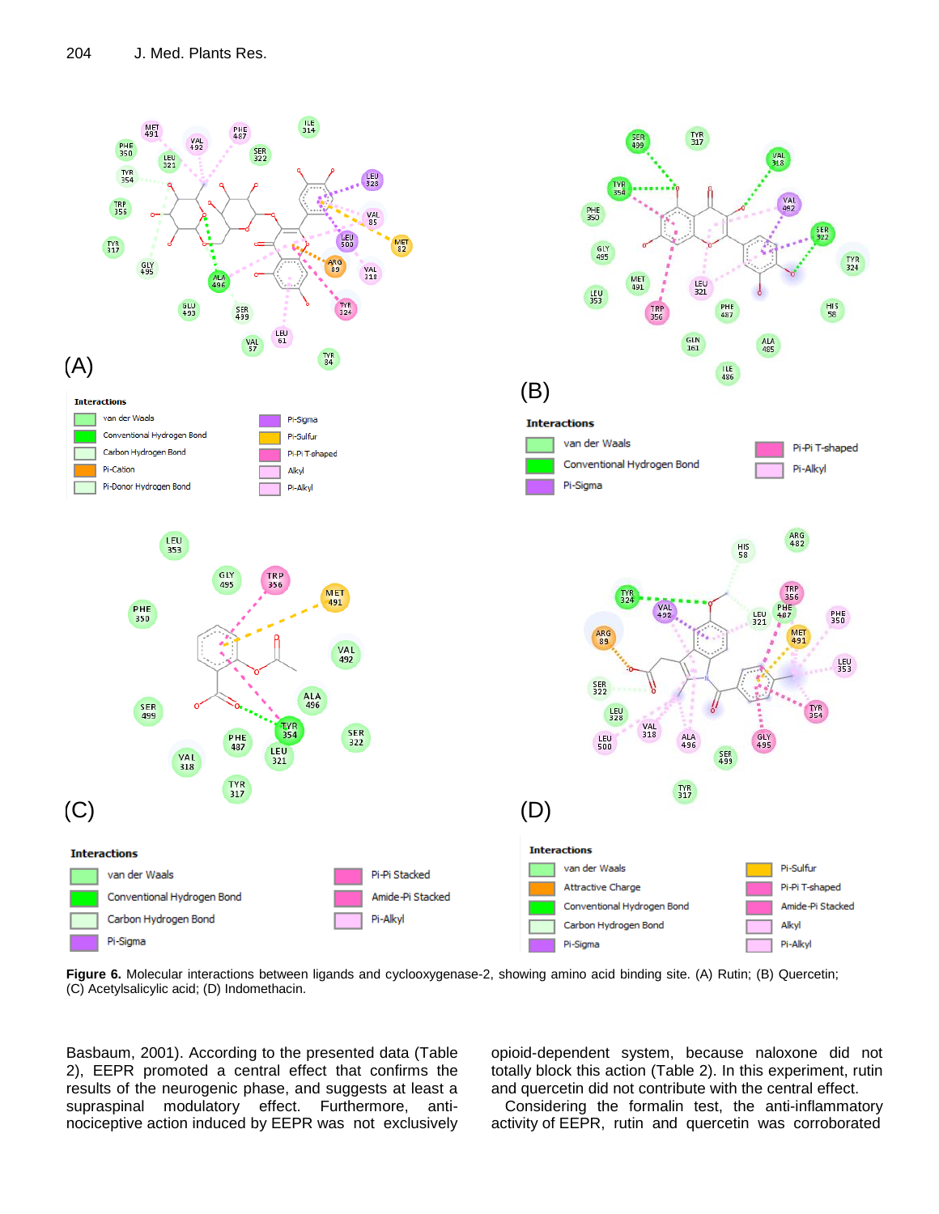Figure 6. Molecular interactions between ligands and cyclooxygenase-2, showing amino acid binding site. (A) Rutin; (B) Quercetin; (C) Acetylsalicylic acid; (D) Indomethacin.

Basbaum, 2001). According to the presented data (Table 2), EEPR promoted a central effect that confirms the results of the neurogenic phase, and suggests at least a supraspinal modulatory effect. Furthermore, anti-nociceptive action induced by EEPR was not exclusively opioid-dependent system, because naloxone did not totally block this action (Table 2). In this experiment, rutin and quercetin did not contribute with the central effect.

Considering the formalin test, the anti-inflammatory activity of EEPR, rutin and quercetin was corroborated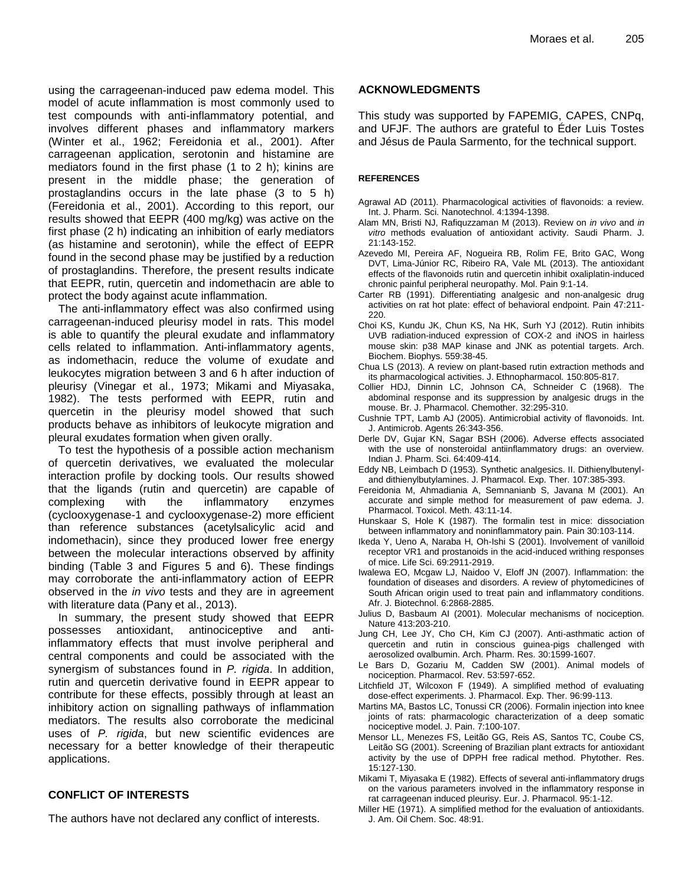using the carrageenan-induced paw edema model. This model of acute inflammation is most commonly used to test compounds with anti-inflammatory potential, and involves different phases and inflammatory markers (Winter et al., 1962; Fereidonia et al., 2001). After carrageenan application, serotonin and histamine are mediators found in the first phase (1 to 2 h); kinins are present in the middle phase; the generation of prostaglandins occurs in the late phase (3 to 5 h) (Fereidonia et al., 2001). According to this report, our results showed that EEPR (400 mg/kg) was active on the first phase (2 h) indicating an inhibition of early mediators (as histamine and serotonin), while the effect of EEPR found in the second phase may be justified by a reduction of prostaglandins. Therefore, the present results indicate that EEPR, rutin, quercetin and indomethacin are able to protect the body against acute inflammation.

The anti-inflammatory effect was also confirmed using carrageenan-induced pleurisy model in rats. This model is able to quantify the pleural exudate and inflammatory cells related to inflammation. Anti-inflammatory agents, as indomethacin, reduce the volume of exudate and leukocytes migration between 3 and 6 h after induction of pleurisy (Vinegar et al., 1973; Mikami and Miyasaka, 1982). The tests performed with EEPR, rutin and quercetin in the pleurisy model showed that such products behave as inhibitors of leukocyte migration and pleural exudates formation when given orally.

To test the hypothesis of a possible action mechanism of quercetin derivatives, we evaluated the molecular interaction profile by docking tools. Our results showed that the ligands (rutin and quercetin) are capable of complexing with the inflammatory enzymes (cyclooxygenase-1 and cyclooxygenase-2) more efficient than reference substances (acetylsalicylic acid and indomethacin), since they produced lower free energy between the molecular interactions observed by affinity binding (Table 3 and Figures 5 and 6). These findings may corroborate the anti-inflammatory action of EEPR observed in the *in vivo* tests and they are in agreement with literature data (Pany et al., 2013).

In summary, the present study showed that EEPR possesses antioxidant, antinociceptive and anti-inflammatory effects that must involve peripheral and central components and could be associated with the synergism of substances found in *P. rigida*. In addition, rutin and quercetin derivative found in EEPR appear to contribute for these effects, possibly through at least an inhibitory action on signalling pathways of inflammation mediators. The results also corroborate the medicinal uses of *P. rigida*, but new scientific evidences are necessary for a better knowledge of their therapeutic applications.

## CONFLICT OF INTERESTS

The authors have not declared any conflict of interests.

## ACKNOWLEDGMENTS

This study was supported by FAPEMIG, CAPES, CNPq, and UFJF. The authors are grateful to Éder Luis Tostes and Jésus de Paula Sarmento, for the technical support.

## REFERENCES

Agrawal AD (2011). Pharmacological activities of flavonoids: a review. Int. J. Pharm. Sci. Nanotechnol. 4:1394-1398.

Alam MN, Bristi NJ, Rafiquzzaman M (2013). Review on *in vivo* and *in vitro* methods evaluation of antioxidant activity. Saudi Pharm. J. 21:143-152.

Azevedo MI, Pereira AF, Nogueira RB, Rolim FE, Brito GAC, Wong DVT, Lima-Júnior RC, Ribeiro RA, Vale ML (2013). The antioxidant effects of the flavonoids rutin and quercetin inhibit oxaliplatin-induced chronic painful peripheral neuropathy. Mol. Pain 9:1-14.

Carter RB (1991). Differentiating analgesic and non-analgesic drug activities on rat hot plate: effect of behavioral endpoint. Pain 47:211-220.

Choi KS, Kundu JK, Chun KS, Na HK, Surh YJ (2012). Rutin inhibits UVB radiation-induced expression of COX-2 and iNOS in hairless mouse skin: p38 MAP kinase and JNK as potential targets. Arch. Biochem. Biophys. 559:38-45.

Chua LS (2013). A review on plant-based rutin extraction methods and its pharmacological activities. J. Ethnopharmacol. 150:805-817.

Collier HDJ, Dinnin LC, Johnson CA, Schneider C (1968). The abdominal response and its suppression by analgesic drugs in the mouse. Br. J. Pharmacol. Chemother. 32:295-310.

Cushnie TPT, Lamb AJ (2005). Antimicrobial activity of flavonoids. Int. J. Antimicrob. Agents 26:343-356.

Derle DV, Gujar KN, Sagar BSH (2006). Adverse effects associated with the use of nonsteroidal antiinflammatory drugs: an overview. Indian J. Pharm. Sci. 64:409-414.

Eddy NB, Leimbach D (1953). Synthetic analgesics. II. Dithienylbutenyl- and dithienylbutylamines. J. Pharmacol. Exp. Ther. 107:385-393.

Fereidonia M, Ahmadiania A, Semnanianb S, Javana M (2001). An accurate and simple method for measurement of paw edema. J. Pharmacol. Toxicol. Meth. 43:11-14.

Hunskaar S, Hole K (1987). The formalin test in mice: dissociation between inflammatory and noninflammatory pain. Pain 30:103-114.

Ikeda Y, Ueno A, Naraba H, Oh-Ishi S (2001). Involvement of vanilloid receptor VR1 and prostanoids in the acid-induced writhing responses of mice. Life Sci. 69:2911-2919.

Iwalewa EO, Mcgaw LJ, Naidoo V, Eloff JN (2007). Inflammation: the foundation of diseases and disorders. A review of phytomedicines of South African origin used to treat pain and inflammatory conditions. Afr. J. Biotechnol. 6:2868-2885.

Julius D, Basbaum AI (2001). Molecular mechanisms of nociception. Nature 413:203-210.

Jung CH, Lee JY, Cho CH, Kim CJ (2007). Anti-asthmatic action of quercetin and rutin in conscious guinea-pigs challenged with aerosolized ovalbumin. Arch. Pharm. Res. 30:1599-1607.

Le Bars D, Gozariu M, Cadden SW (2001). Animal models of nociception. Pharmacol. Rev. 53:597-652.

Litchfield JT, Wilcoxon F (1949). A simplified method of evaluating dose-effect experiments. J. Pharmacol. Exp. Ther. 96:99-113.

Martins MA, Bastos LC, Tonussi CR (2006). Formalin injection into knee joints of rats: pharmacologic characterization of a deep somatic nociceptive model. J. Pain. 7:100-107.

Mensor LL, Menezes FS, Leitão GG, Reis AS, Santos TC, Coube CS, Leitão SG (2001). Screening of Brazilian plant extracts for antioxidant activity by the use of DPPH free radical method. Phytother. Res. 15:127-130.

Mikami T, Miyasaka E (1982). Effects of several anti-inflammatory drugs on the various parameters involved in the inflammatory response in rat carrageenan induced pleurisy. Eur. J. Pharmacol. 95:1-12.

Miller HE (1971). A simplified method for the evaluation of antioxidants. J. Am. Oil Chem. Soc. 48:91.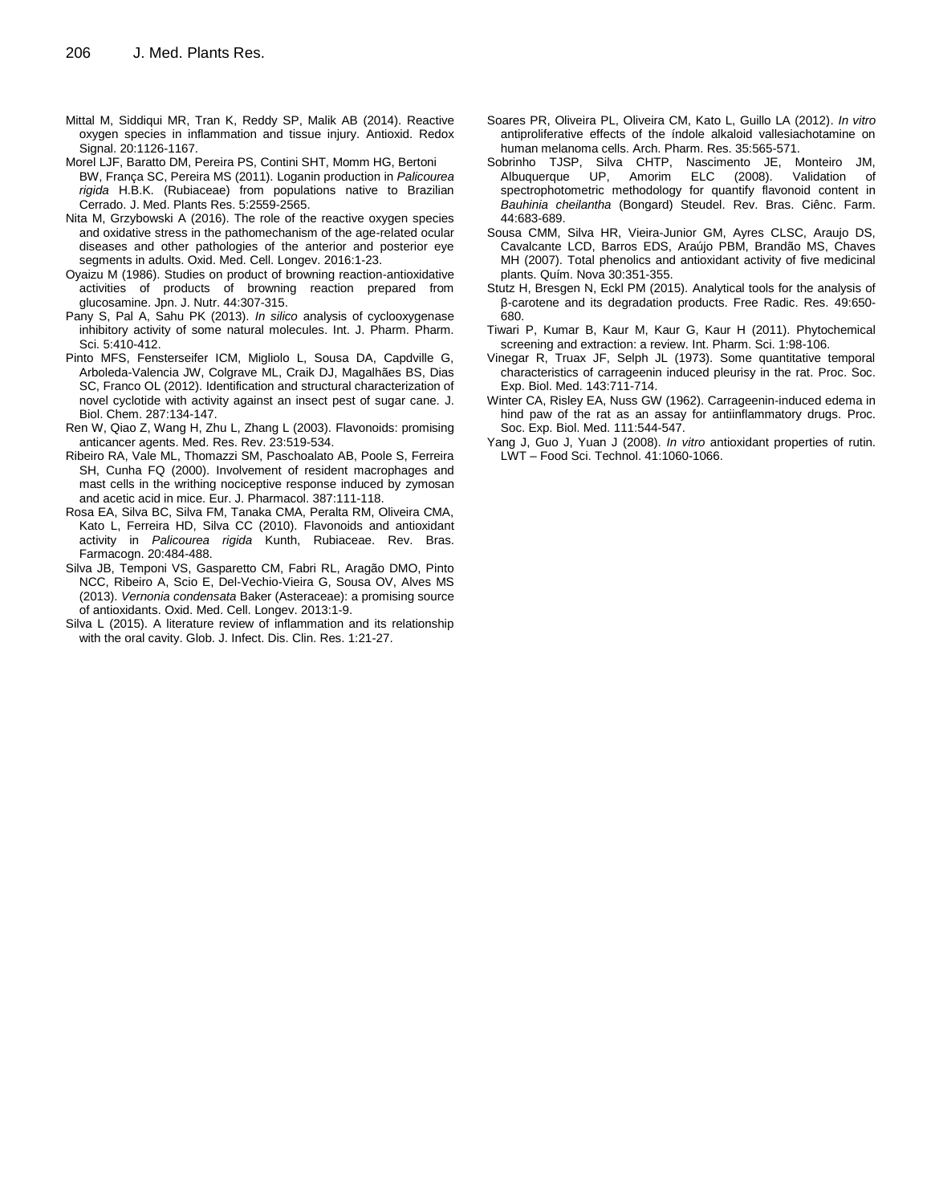Mittal M, Siddiqui MR, Tran K, Reddy SP, Malik AB (2014). Reactive oxygen species in inflammation and tissue injury. Antioxid. Redox Signal. 20:1126-1167.

Morel LJF, Baratto DM, Pereira PS, Contini SHT, Momm HG, Bertoni BW, França SC, Pereira MS (2011). Loganin production in *Palicourea rigida* H.B.K. (Rubiaceae) from populations native to Brazilian Cerrado. J. Med. Plants Res. 5:2559-2565.

Nita M, Grzybowski A (2016). The role of the reactive oxygen species and oxidative stress in the pathomechanism of the age-related ocular diseases and other pathologies of the anterior and posterior eye segments in adults. Oxid. Med. Cell. Longev. 2016:1-23.

Oyaizu M (1986). Studies on product of browning reaction-antioxidative activities of products of browning reaction prepared from glucosamine. Jpn. J. Nutr. 44:307-315.

Pany S, Pal A, Sahu PK (2013). *In silico* analysis of cyclooxygenase inhibitory activity of some natural molecules. Int. J. Pharm. Pharm. Sci. 5:410-412.

Pinto MFS, Fensterseifer ICM, Migliolo L, Sousa DA, Capdville G, Arboleda-Valencia JW, Colgrave ML, Craik DJ, Magalhães BS, Dias SC, Franco OL (2012). Identification and structural characterization of novel cyclotide with activity against an insect pest of sugar cane. J. Biol. Chem. 287:134-147.

Ren W, Qiao Z, Wang H, Zhu L, Zhang L (2003). Flavonoids: promising anticancer agents. Med. Res. Rev. 23:519-534.

Ribeiro RA, Vale ML, Thomazzi SM, Paschoalato AB, Poole S, Ferreira SH, Cunha FQ (2000). Involvement of resident macrophages and mast cells in the writhing nociceptive response induced by zymosan and acetic acid in mice. Eur. J. Pharmacol. 387:111-118.

Rosa EA, Silva BC, Silva FM, Tanaka CMA, Peralta RM, Oliveira CMA, Kato L, Ferreira HD, Silva CC (2010). Flavonoids and antioxidant activity in *Palicourea rigida* Kunth, Rubiaceae. Rev. Bras. Farmacogn. 20:484-488.

Silva JB, Temponi VS, Gasparetto CM, Fabri RL, Aragão DMO, Pinto NCC, Ribeiro A, Scio E, Del-Vechio-Vieira G, Sousa OV, Alves MS (2013). *Vernonia condensata* Baker (Asteraceae): a promising source of antioxidants. Oxid. Med. Cell. Longev. 2013:1-9.

Silva L (2015). A literature review of inflammation and its relationship with the oral cavity. Glob. J. Infect. Dis. Clin. Res. 1:21-27.

Soares PR, Oliveira PL, Oliveira CM, Kato L, Guillo LA (2012). *In vitro* antiproliferative effects of the índole alkaloid vallesiachotamine on human melanoma cells. Arch. Pharm. Res. 35:565-571.

Sobrinho TJSP, Silva CHTP, Nascimento JE, Monteiro JM, Albuquerque UP, Amorim ELC (2008). Validation of spectrophotometric methodology for quantify flavonoid content in *Bauhinia cheilantha* (Bongard) Steudel. Rev. Bras. Ciênc. Farm. 44:683-689.

Sousa CMM, Silva HR, Vieira-Junior GM, Ayres CLSC, Araujo DS, Cavalcante LCD, Barros EDS, Araújo PBM, Brandão MS, Chaves MH (2007). Total phenolics and antioxidant activity of five medicinal plants. Quím. Nova 30:351-355.

Stutz H, Bresgen N, Eckl PM (2015). Analytical tools for the analysis of β-carotene and its degradation products. Free Radic. Res. 49:650-680.

Tiwari P, Kumar B, Kaur M, Kaur G, Kaur H (2011). Phytochemical screening and extraction: a review. Int. Pharm. Sci. 1:98-106.

Vinegar R, Truax JF, Selph JL (1973). Some quantitative temporal characteristics of carrageenin induced pleurisy in the rat. Proc. Soc. Exp. Biol. Med. 143:711-714.

Winter CA, Risley EA, Nuss GW (1962). Carrageenin-induced edema in hind paw of the rat as an assay for antiinflammatory drugs. Proc. Soc. Exp. Biol. Med. 111:544-547.

Yang J, Guo J, Yuan J (2008). *In vitro* antioxidant properties of rutin. LWT – Food Sci. Technol. 41:1060-1066.